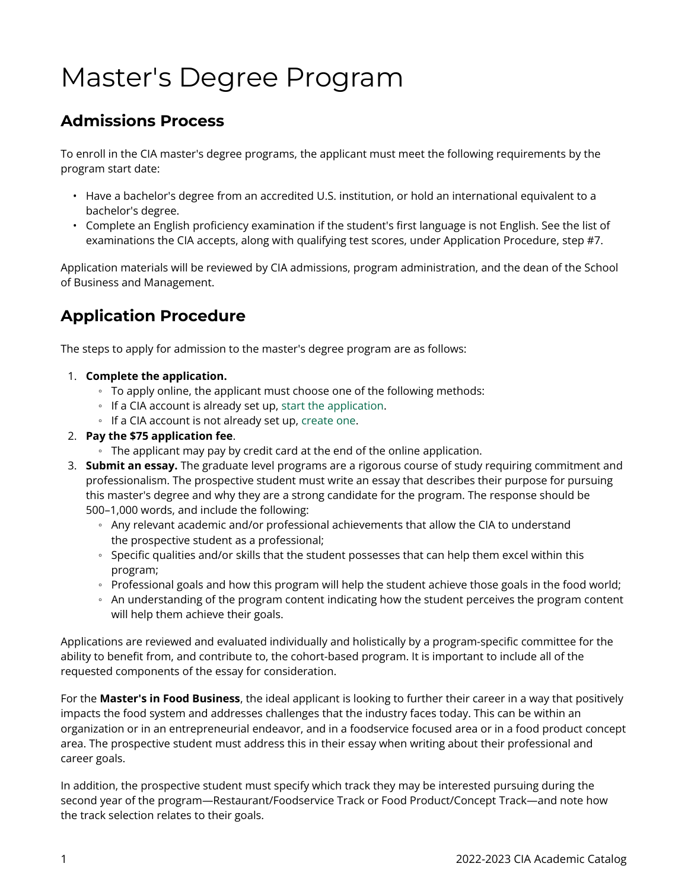# Master's Degree Program

## Admissions Process

To enroll in the CIA master's degree programs, the applicant must meet the following requirements by the program start date:

- Have a bachelor's degree from an accredited U.S. institution, or hold an international equivalent to a bachelor's degree.
- Complete an English proficiency examination if the student's first language is not English. See the list of examinations the CIA accepts, along with qualifying test scores, under Application Procedure, step #7.

Application materials will be reviewed by CIA admissions, program administration, and the dean of the School of Business and Management.

## Application Procedure

The steps to apply for admission to the master's degree program are as follows:

1. **Complete the application.**
   - To apply online, the applicant must choose one of the following methods:
   - If a CIA account is already set up, start the application.
   - If a CIA account is not already set up, create one.
2. **Pay the $75 application fee**.
   - The applicant may pay by credit card at the end of the online application.
3. **Submit an essay.** The graduate level programs are a rigorous course of study requiring commitment and professionalism. The prospective student must write an essay that describes their purpose for pursuing this master's degree and why they are a strong candidate for the program. The response should be 500–1,000 words, and include the following:
   - Any relevant academic and/or professional achievements that allow the CIA to understand the prospective student as a professional;
   - Specific qualities and/or skills that the student possesses that can help them excel within this program;
   - Professional goals and how this program will help the student achieve those goals in the food world;
   - An understanding of the program content indicating how the student perceives the program content will help them achieve their goals.

Applications are reviewed and evaluated individually and holistically by a program-specific committee for the ability to benefit from, and contribute to, the cohort-based program. It is important to include all of the requested components of the essay for consideration.

For the **Master's in Food Business**, the ideal applicant is looking to further their career in a way that positively impacts the food system and addresses challenges that the industry faces today. This can be within an organization or in an entrepreneurial endeavor, and in a foodservice focused area or in a food product concept area. The prospective student must address this in their essay when writing about their professional and career goals.

In addition, the prospective student must specify which track they may be interested pursuing during the second year of the program—Restaurant/Foodservice Track or Food Product/Concept Track—and note how the track selection relates to their goals.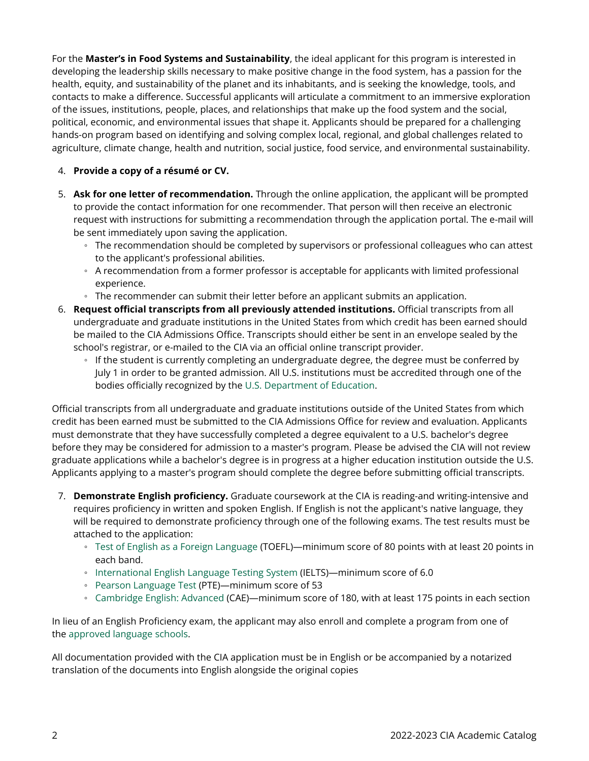For the **Master's in Food Systems and Sustainability**, the ideal applicant for this program is interested in developing the leadership skills necessary to make positive change in the food system, has a passion for the health, equity, and sustainability of the planet and its inhabitants, and is seeking the knowledge, tools, and contacts to make a difference. Successful applicants will articulate a commitment to an immersive exploration of the issues, institutions, people, places, and relationships that make up the food system and the social, political, economic, and environmental issues that shape it. Applicants should be prepared for a challenging hands-on program based on identifying and solving complex local, regional, and global challenges related to agriculture, climate change, health and nutrition, social justice, food service, and environmental sustainability.

4. **Provide a copy of a résumé or CV.**
5. **Ask for one letter of recommendation.** Through the online application, the applicant will be prompted to provide the contact information for one recommender. That person will then receive an electronic request with instructions for submitting a recommendation through the application portal. The e-mail will be sent immediately upon saving the application.
   - The recommendation should be completed by supervisors or professional colleagues who can attest to the applicant's professional abilities.
   - A recommendation from a former professor is acceptable for applicants with limited professional experience.
   - The recommender can submit their letter before an applicant submits an application.
6. **Request official transcripts from all previously attended institutions.** Official transcripts from all undergraduate and graduate institutions in the United States from which credit has been earned should be mailed to the CIA Admissions Office. Transcripts should either be sent in an envelope sealed by the school's registrar, or e-mailed to the CIA via an official online transcript provider.
   - If the student is currently completing an undergraduate degree, the degree must be conferred by July 1 in order to be granted admission. All U.S. institutions must be accredited through one of the bodies officially recognized by the U.S. Department of Education.

Official transcripts from all undergraduate and graduate institutions outside of the United States from which credit has been earned must be submitted to the CIA Admissions Office for review and evaluation. Applicants must demonstrate that they have successfully completed a degree equivalent to a U.S. bachelor's degree before they may be considered for admission to a master's program. Please be advised the CIA will not review graduate applications while a bachelor's degree is in progress at a higher education institution outside the U.S. Applicants applying to a master's program should complete the degree before submitting official transcripts.

7. **Demonstrate English proficiency.** Graduate coursework at the CIA is reading-and writing-intensive and requires proficiency in written and spoken English. If English is not the applicant's native language, they will be required to demonstrate proficiency through one of the following exams. The test results must be attached to the application:
   - Test of English as a Foreign Language (TOEFL)—minimum score of 80 points with at least 20 points in each band.
   - International English Language Testing System (IELTS)—minimum score of 6.0
   - Pearson Language Test (PTE)—minimum score of 53
   - Cambridge English: Advanced (CAE)—minimum score of 180, with at least 175 points in each section

In lieu of an English Proficiency exam, the applicant may also enroll and complete a program from one of the approved language schools.

All documentation provided with the CIA application must be in English or be accompanied by a notarized translation of the documents into English alongside the original copies